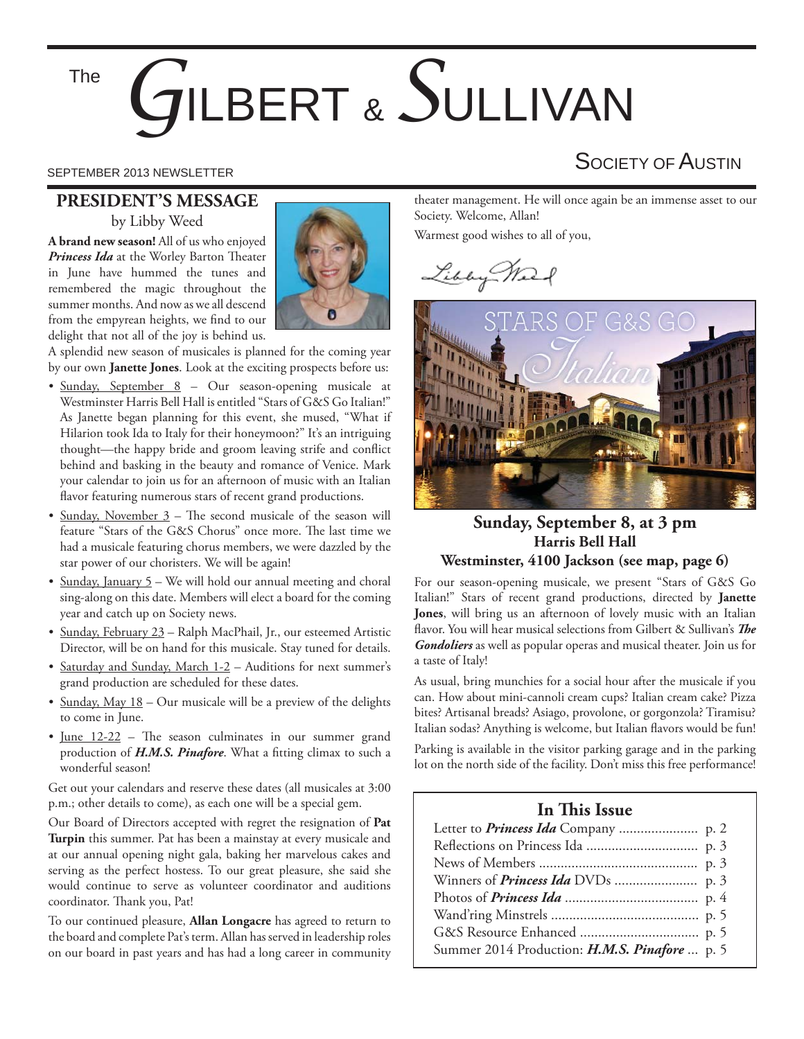# The GILBERT & SULLIVAN SOCIETY OF AUSTIN

SEPTEMBER 2013 NEWSLETTER

## PRESIDENT'S MESSAGE

by Libby Weed

**A brand new season!** All of us who enjoyed ***Princess Ida*** at the Worley Barton Theater in June have hummed the tunes and remembered the magic throughout the summer months. And now as we all descend from the empyrean heights, we find to our delight that not all of the joy is behind us.

A splendid new season of musicales is planned for the coming year by our own **Janette Jones**. Look at the exciting prospects before us:

- Sunday, September 8 – Our season-opening musicale at Westminster Harris Bell Hall is entitled "Stars of G&S Go Italian!" As Janette began planning for this event, she mused, "What if Hilarion took Ida to Italy for their honeymoon?" It's an intriguing thought—the happy bride and groom leaving strife and conflict behind and basking in the beauty and romance of Venice. Mark your calendar to join us for an afternoon of music with an Italian flavor featuring numerous stars of recent grand productions.
- Sunday, November 3 – The second musicale of the season will feature "Stars of the G&S Chorus" once more. The last time we had a musicale featuring chorus members, we were dazzled by the star power of our choristers. We will be again!
- Sunday, January 5 – We will hold our annual meeting and choral sing-along on this date. Members will elect a board for the coming year and catch up on Society news.
- Sunday, February 23 – Ralph MacPhail, Jr., our esteemed Artistic Director, will be on hand for this musicale. Stay tuned for details.
- Saturday and Sunday, March 1-2 – Auditions for next summer's grand production are scheduled for these dates.
- Sunday, May 18 – Our musicale will be a preview of the delights to come in June.
- June 12-22 – The season culminates in our summer grand production of ***H.M.S. Pinafore***. What a fitting climax to such a wonderful season!

Get out your calendars and reserve these dates (all musicales at 3:00 p.m.; other details to come), as each one will be a special gem.

Our Board of Directors accepted with regret the resignation of **Pat Turpin** this summer. Pat has been a mainstay at every musicale and at our annual opening night gala, baking her marvelous cakes and serving as the perfect hostess. To our great pleasure, she said she would continue to serve as volunteer coordinator and auditions coordinator. Thank you, Pat!

To our continued pleasure, **Allan Longacre** has agreed to return to the board and complete Pat's term. Allan has served in leadership roles on our board in past years and has had a long career in community theater management. He will once again be an immense asset to our Society. Welcome, Allan!

Warmest good wishes to all of you,

Libby Weed

## STARS OF G&S GO Italian

### Sunday, September 8, at 3 pm
### Harris Bell Hall
### Westminster, 4100 Jackson (see map, page 6)

For our season-opening musicale, we present "Stars of G&S Go Italian!" Stars of recent grand productions, directed by **Janette Jones**, will bring us an afternoon of lovely music with an Italian flavor. You will hear musical selections from Gilbert & Sullivan's ***The Gondoliers*** as well as popular operas and musical theater. Join us for a taste of Italy!

As usual, bring munchies for a social hour after the musicale if you can. How about mini-cannoli cream cups? Italian cream cake? Pizza bites? Artisanal breads? Asiago, provolone, or gorgonzola? Tiramisu? Italian sodas? Anything is welcome, but Italian flavors would be fun!

Parking is available in the visitor parking garage and in the parking lot on the north side of the facility. Don't miss this free performance!

### In This Issue

| | |
|---|---|
| Letter to ***Princess Ida*** Company | p. 2 |
| Reflections on Princess Ida | p. 3 |
| News of Members | p. 3 |
| Winners of ***Princess Ida*** DVDs | p. 3 |
| Photos of ***Princess Ida*** | p. 4 |
| Wand'ring Minstrels | p. 5 |
| G&S Resource Enhanced | p. 5 |
| Summer 2014 Production: ***H.M.S. Pinafore*** | p. 5 |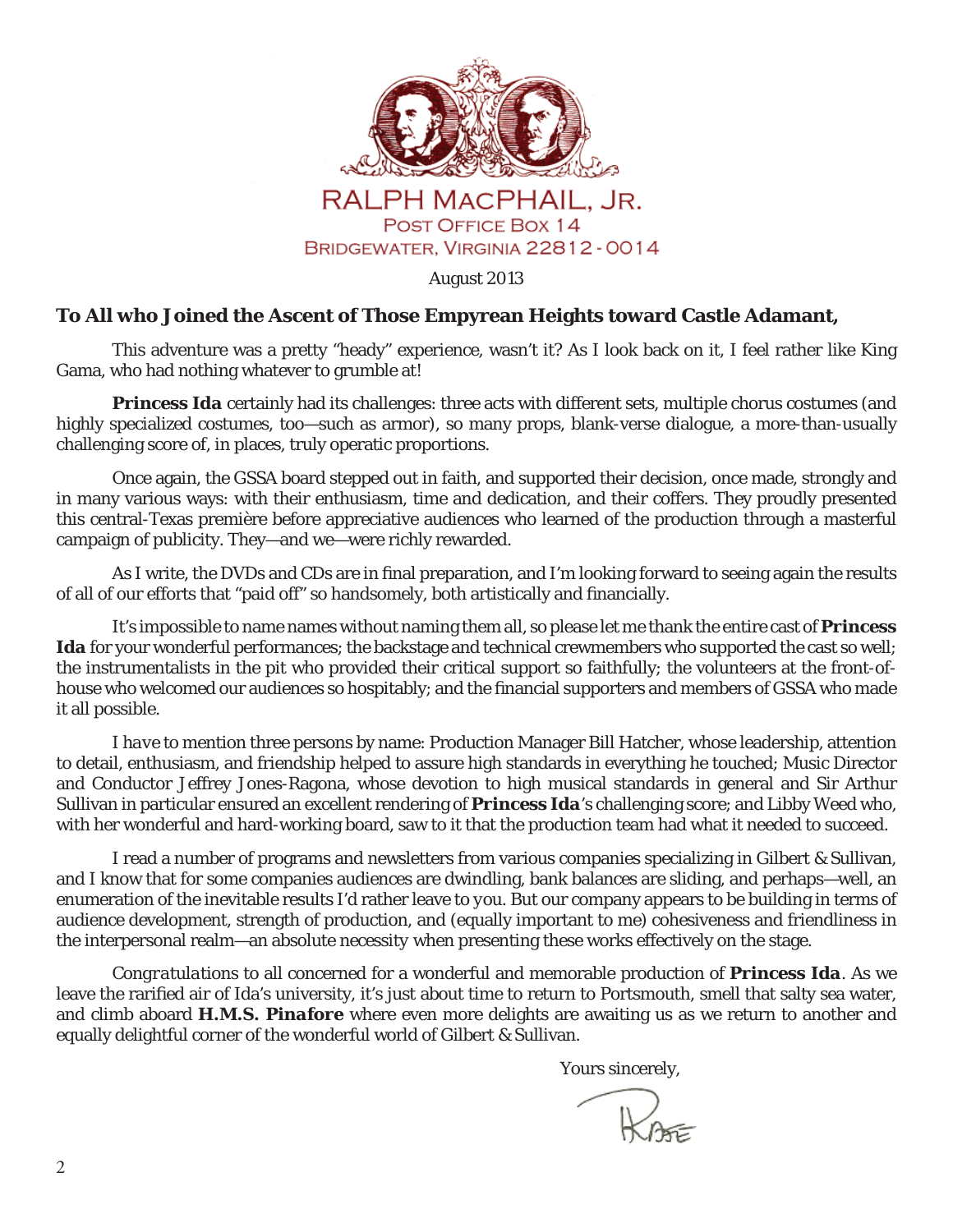RALPH MACPHAIL, JR.
POST OFFICE BOX 14
BRIDGEWATER, VIRGINIA 22812-0014

August 2013

**To All who Joined the Ascent of Those Empyrean Heights toward Castle Adamant,**

This adventure was a pretty "heady" experience, wasn't it? As I look back on it, I feel rather like King Gama, who had nothing whatever to grumble at!

***Princess Ida*** certainly had its challenges: three acts with different sets, multiple chorus costumes (and highly specialized costumes, too—such as armor), so many props, blank-verse dialogue, a more-than-usually challenging score of, in places, truly operatic proportions.

Once again, the GSSA board stepped out in faith, and supported their decision, once made, strongly and in many various ways: with their enthusiasm, time and dedication, and their coffers. They proudly presented this central-Texas première before appreciative audiences who learned of the production through a masterful campaign of publicity. They—and we—were richly rewarded.

As I write, the DVDs and CDs are in final preparation, and I'm looking forward to seeing again the results of all of our efforts that "paid off" so handsomely, both artistically and financially.

It's impossible to name names without naming them all, so please let me thank the entire cast of ***Princess Ida*** for your wonderful performances; the backstage and technical crewmembers who supported the cast so well; the instrumentalists in the pit who provided their critical support so faithfully; the volunteers at the front-of-house who welcomed our audiences so hospitably; and the financial supporters and members of GSSA who made it all possible.

I *have* to mention three persons by name: Production Manager Bill Hatcher, whose leadership, attention to detail, enthusiasm, and friendship helped to assure high standards in everything he touched; Music Director and Conductor Jeffrey Jones-Ragona, whose devotion to high musical standards in general and Sir Arthur Sullivan in particular ensured an excellent rendering of ***Princess Ida***'s challenging score; and Libby Weed who, with her wonderful and hard-working board, saw to it that the production team had what it needed to succeed.

I read a number of programs and newsletters from various companies specializing in Gilbert & Sullivan, and I know that for some companies audiences are dwindling, bank balances are sliding, and perhaps—well, an enumeration of the inevitable results I'd rather leave to you. But our company appears to be building in terms of audience development, strength of production, and (equally important to me) cohesiveness and friendliness in the interpersonal realm—an absolute necessity when presenting these works effectively on the stage.

*Congratulations* to all concerned for a wonderful and memorable production of ***Princess Ida***. As we leave the rarified air of Ida's university, it's just about time to return to Portsmouth, smell that salty sea water, and climb aboard ***H.M.S. Pinafore*** where even more delights are awaiting us as we return to another and equally delightful corner of the wonderful world of Gilbert & Sullivan.

Yours sincerely,

Rafe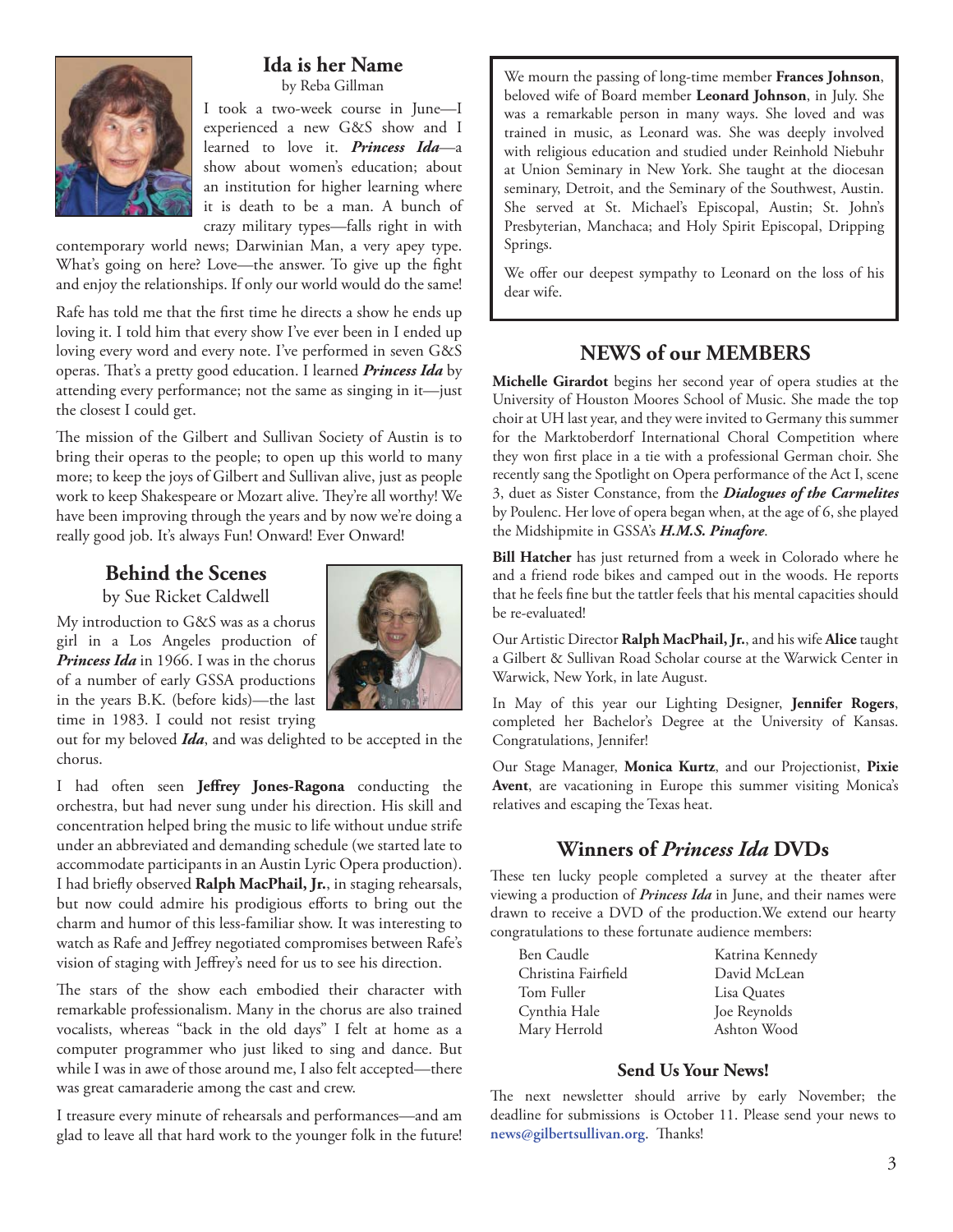## Ida is her Name

by Reba Gillman

I took a two-week course in June—I experienced a new G&S show and I learned to love it. ***Princess Ida***—a show about women's education; about an institution for higher learning where it is death to be a man. A bunch of crazy military types—falls right in with contemporary world news; Darwinian Man, a very apey type. What's going on here? Love—the answer. To give up the fight and enjoy the relationships. If only our world would do the same!

Rafe has told me that the first time he directs a show he ends up loving it. I told him that every show I've ever been in I ended up loving every word and every note. I've performed in seven G&S operas. That's a pretty good education. I learned ***Princess Ida*** by attending every performance; not the same as singing in it—just the closest I could get.

The mission of the Gilbert and Sullivan Society of Austin is to bring their operas to the people; to open up this world to many more; to keep the joys of Gilbert and Sullivan alive, just as people work to keep Shakespeare or Mozart alive. They're all worthy! We have been improving through the years and by now we're doing a really good job. It's always Fun! Onward! Ever Onward!

## Behind the Scenes

by Sue Ricket Caldwell

My introduction to G&S was as a chorus girl in a Los Angeles production of ***Princess Ida*** in 1966. I was in the chorus of a number of early GSSA productions in the years B.K. (before kids)—the last time in 1983. I could not resist trying out for my beloved ***Ida***, and was delighted to be accepted in the chorus.

I had often seen **Jeffrey Jones-Ragona** conducting the orchestra, but had never sung under his direction. His skill and concentration helped bring the music to life without undue strife under an abbreviated and demanding schedule (we started late to accommodate participants in an Austin Lyric Opera production). I had briefly observed **Ralph MacPhail, Jr.**, in staging rehearsals, but now could admire his prodigious efforts to bring out the charm and humor of this less-familiar show. It was interesting to watch as Rafe and Jeffrey negotiated compromises between Rafe's vision of staging with Jeffrey's need for us to see his direction.

The stars of the show each embodied their character with remarkable professionalism. Many in the chorus are also trained vocalists, whereas "back in the old days" I felt at home as a computer programmer who just liked to sing and dance. But while I was in awe of those around me, I also felt accepted—there was great camaraderie among the cast and crew.

I treasure every minute of rehearsals and performances—and am glad to leave all that hard work to the younger folk in the future!

---

We mourn the passing of long-time member **Frances Johnson**, beloved wife of Board member **Leonard Johnson**, in July. She was a remarkable person in many ways. She loved and was trained in music, as Leonard was. She was deeply involved with religious education and studied under Reinhold Niebuhr at Union Seminary in New York. She taught at the diocesan seminary, Detroit, and the Seminary of the Southwest, Austin. She served at St. Michael's Episcopal, Austin; St. John's Presbyterian, Manchaca; and Holy Spirit Episcopal, Dripping Springs.

We offer our deepest sympathy to Leonard on the loss of his dear wife.

---

## NEWS of our MEMBERS

**Michelle Girardot** begins her second year of opera studies at the University of Houston Moores School of Music. She made the top choir at UH last year, and they were invited to Germany this summer for the Marktoberdorf International Choral Competition where they won first place in a tie with a professional German choir. She recently sang the Spotlight on Opera performance of the Act I, scene 3, duet as Sister Constance, from the ***Dialogues of the Carmelites*** by Poulenc. Her love of opera began when, at the age of 6, she played the Midshipmite in GSSA's ***H.M.S. Pinafore***.

**Bill Hatcher** has just returned from a week in Colorado where he and a friend rode bikes and camped out in the woods. He reports that he feels fine but the tattler feels that his mental capacities should be re-evaluated!

Our Artistic Director **Ralph MacPhail, Jr.**, and his wife **Alice** taught a Gilbert & Sullivan Road Scholar course at the Warwick Center in Warwick, New York, in late August.

In May of this year our Lighting Designer, **Jennifer Rogers**, completed her Bachelor's Degree at the University of Kansas. Congratulations, Jennifer!

Our Stage Manager, **Monica Kurtz**, and our Projectionist, **Pixie Avent**, are vacationing in Europe this summer visiting Monica's relatives and escaping the Texas heat.

## Winners of *Princess Ida* DVDs

These ten lucky people completed a survey at the theater after viewing a production of ***Princess Ida*** in June, and their names were drawn to receive a DVD of the production. We extend our hearty congratulations to these fortunate audience members:

- Ben Caudle
- Christina Fairfield
- Tom Fuller
- Cynthia Hale
- Mary Herrold
- Katrina Kennedy
- David McLean
- Lisa Quates
- Joe Reynolds
- Ashton Wood

### Send Us Your News!

The next newsletter should arrive by early November; the deadline for submissions is October 11. Please send your news to news@gilbertsullivan.org. Thanks!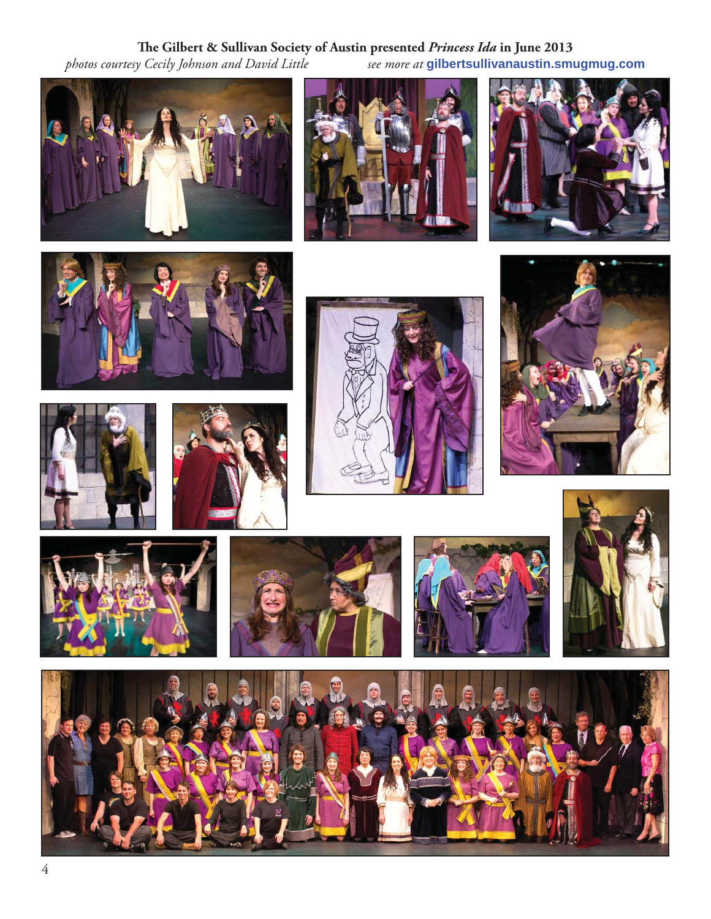**The Gilbert & Sullivan Society of Austin presented *Princess Ida* in June 2013**

*photos courtesy Cecily Johnson and David Little* *see more at* **gilbertsullivanaustin.smugmug.com**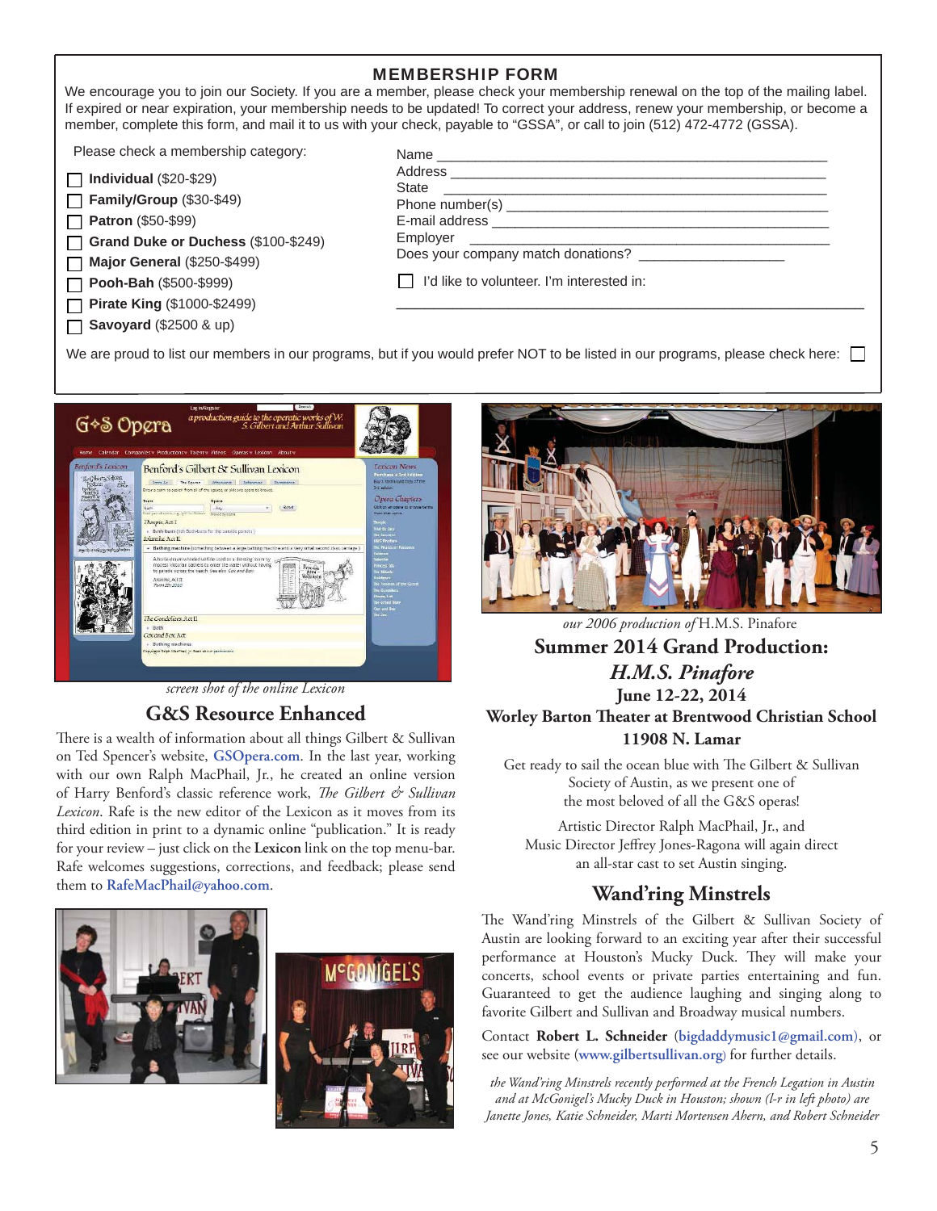## MEMBERSHIP FORM

We encourage you to join our Society. If you are a member, please check your membership renewal on the top of the mailing label. If expired or near expiration, your membership needs to be updated! To correct your address, renew your membership, or become a member, complete this form, and mail it to us with your check, payable to "GSSA", or call to join (512) 472-4772 (GSSA).

Please check a membership category:

- ☐ **Individual** ($20-$29)
- ☐ **Family/Group** ($30-$49)
- ☐ **Patron** ($50-$99)
- ☐ **Grand Duke or Duchess** ($100-$249)
- ☐ **Major General** ($250-$499)
- ☐ **Pooh-Bah** ($500-$999)
- ☐ **Pirate King** ($1000-$2499)
- ☐ **Savoyard** ($2500 & up)

Name ____________________________________________

Address __________________________________________

State ____________________________________________

Phone number(s) __________________________________

E-mail address ____________________________________

Employer _________________________________________

Does your company match donations? _________________

☐ I'd like to volunteer. I'm interested in:

________________________________________________

We are proud to list our members in our programs, but if you would prefer NOT to be listed in our programs, please check here: ☐

*screen shot of the online Lexicon*

## G&S Resource Enhanced

There is a wealth of information about all things Gilbert & Sullivan on Ted Spencer's website, **GSOpera.com**. In the last year, working with our own Ralph MacPhail, Jr., he created an online version of Harry Benford's classic reference work, *The Gilbert & Sullivan Lexicon*. Rafe is the new editor of the Lexicon as it moves from its third edition in print to a dynamic online "publication." It is ready for your review – just click on the **Lexicon** link on the top menu-bar. Rafe welcomes suggestions, corrections, and feedback; please send them to **RafeMacPhail@yahoo.com**.

*our 2006 production of* H.M.S. Pinafore

## Summer 2014 Grand Production:
## *H.M.S. Pinafore*
### June 12-22, 2014
### Worley Barton Theater at Brentwood Christian School
### 11908 N. Lamar

Get ready to sail the ocean blue with The Gilbert & Sullivan Society of Austin, as we present one of the most beloved of all the G&S operas!

Artistic Director Ralph MacPhail, Jr., and Music Director Jeffrey Jones-Ragona will again direct an all-star cast to set Austin singing.

## Wand'ring Minstrels

The Wand'ring Minstrels of the Gilbert & Sullivan Society of Austin are looking forward to an exciting year after their successful performance at Houston's Mucky Duck. They will make your concerts, school events or private parties entertaining and fun. Guaranteed to get the audience laughing and singing along to favorite Gilbert and Sullivan and Broadway musical numbers.

Contact **Robert L. Schneider** (**bigdaddymusic1@gmail.com**), or see our website (**www.gilbertsullivan.org**) for further details.

*the Wand'ring Minstrels recently performed at the French Legation in Austin and at McGonigel's Mucky Duck in Houston; shown (l-r in left photo) are Janette Jones, Katie Schneider, Marti Mortensen Ahern, and Robert Schneider*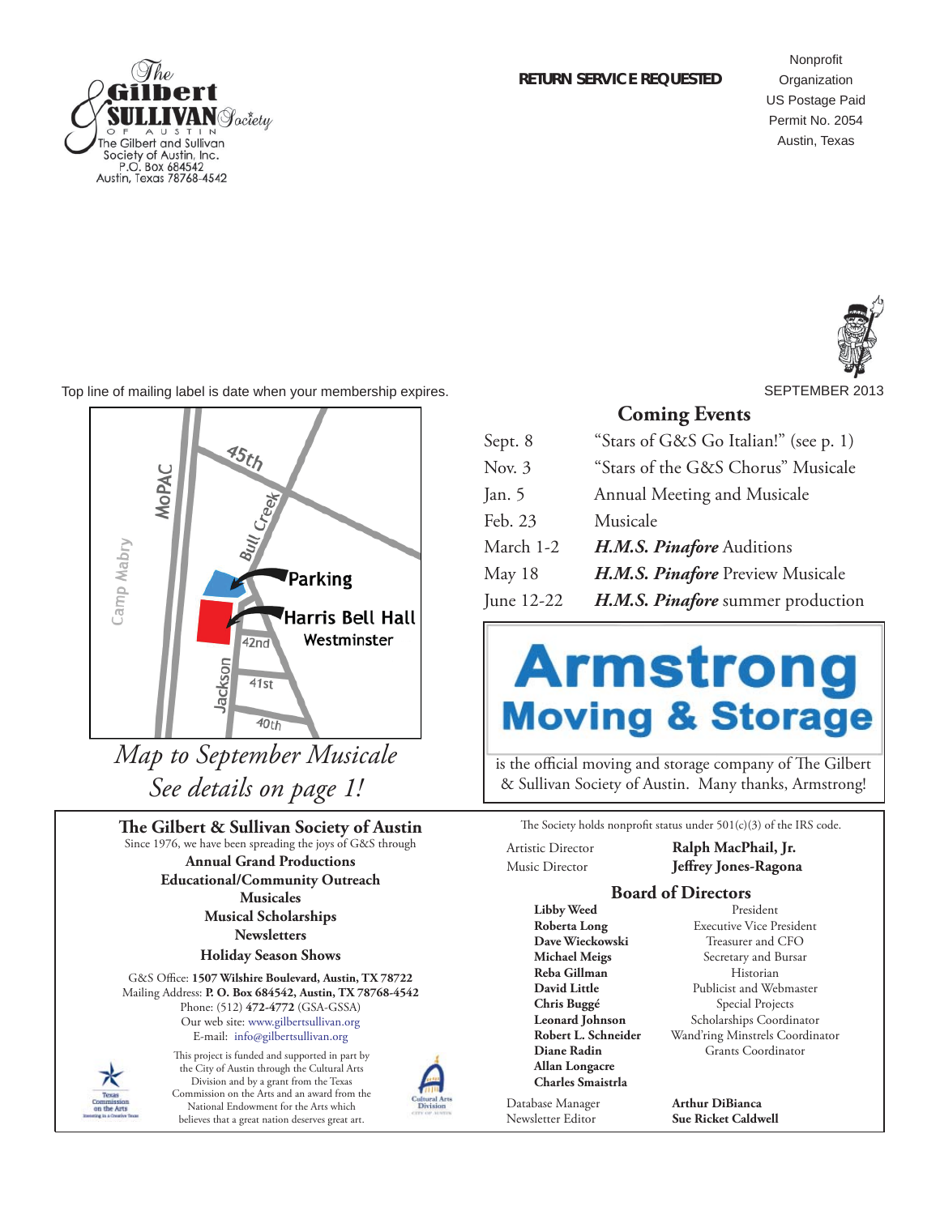The Gilbert & Sullivan Society of Austin
The Gilbert and Sullivan Society of Austin, Inc.
P.O. Box 684542
Austin, Texas 78768-4542

**RETURN SERVICE REQUESTED**

Nonprofit Organization
US Postage Paid
Permit No. 2054
Austin, Texas

Top line of mailing label is date when your membership expires.

SEPTEMBER 2013

45th
MoPAC
Bull Creek
Camp Mabry
Parking
Harris Bell Hall
Westminster
42nd
Jackson
41st
40th

*Map to September Musicale*
*See details on page 1!*

## Coming Events

| | |
|---|---|
| Sept. 8 | "Stars of G&S Go Italian!" (see p. 1) |
| Nov. 3 | "Stars of the G&S Chorus" Musicale |
| Jan. 5 | Annual Meeting and Musicale |
| Feb. 23 | Musicale |
| March 1-2 | ***H.M.S. Pinafore*** Auditions |
| May 18 | ***H.M.S. Pinafore*** Preview Musicale |
| June 12-22 | ***H.M.S. Pinafore*** summer production |

**Armstrong Moving & Storage**

is the official moving and storage company of The Gilbert & Sullivan Society of Austin. Many thanks, Armstrong!

## The Gilbert & Sullivan Society of Austin

Since 1976, we have been spreading the joys of G&S through

**Annual Grand Productions**
**Educational/Community Outreach**
**Musicales**
**Musical Scholarships**
**Newsletters**
**Holiday Season Shows**

G&S Office: **1507 Wilshire Boulevard, Austin, TX 78722**
Mailing Address: **P. O. Box 684542, Austin, TX 78768-4542**
Phone: (512) **472-4772** (GSA-GSSA)
Our web site: www.gilbertsullivan.org
E-mail: info@gilbertsullivan.org

This project is funded and supported in part by the City of Austin through the Cultural Arts Division and by a grant from the Texas Commission on the Arts and an award from the National Endowment for the Arts which believes that a great nation deserves great art.

Texas Commission on the Arts — Investing in a Creative Texas
Cultural Arts Division — City of Austin

The Society holds nonprofit status under 501(c)(3) of the IRS code.

| | |
|---|---|
| Artistic Director | **Ralph MacPhail, Jr.** |
| Music Director | **Jeffrey Jones-Ragona** |

### Board of Directors

| | |
|---|---|
| **Libby Weed** | President |
| **Roberta Long** | Executive Vice President |
| **Dave Wieckowski** | Treasurer and CFO |
| **Michael Meigs** | Secretary and Bursar |
| **Reba Gillman** | Historian |
| **David Little** | Publicist and Webmaster |
| **Chris Buggé** | Special Projects |
| **Leonard Johnson** | Scholarships Coordinator |
| **Robert L. Schneider** | Wand'ring Minstrels Coordinator |
| **Diane Radin** | Grants Coordinator |
| **Allan Longacre** | |
| **Charles Smaistrla** | |

| | |
|---|---|
| Database Manager | **Arthur DiBianca** |
| Newsletter Editor | **Sue Ricket Caldwell** |